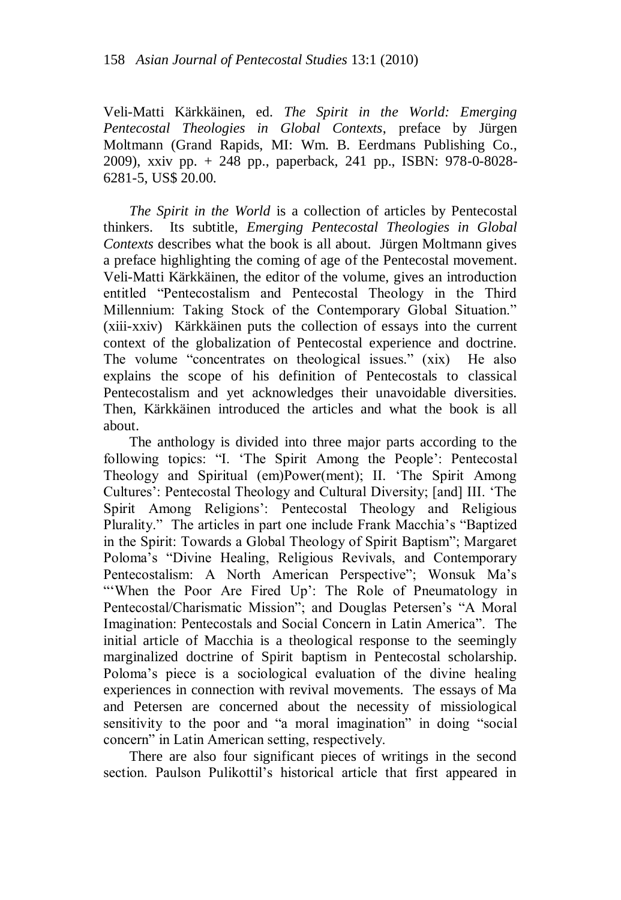Veli-Matti Kärkkäinen, ed. *The Spirit in the World: Emerging Pentecostal Theologies in Global Contexts*, preface by Jürgen Moltmann (Grand Rapids, MI: Wm. B. Eerdmans Publishing Co., 2009), xxiv pp. + 248 pp., paperback, 241 pp., ISBN: 978-0-8028-6281-5, US$ 20.00.

*The Spirit in the World* is a collection of articles by Pentecostal thinkers. Its subtitle, *Emerging Pentecostal Theologies in Global Contexts* describes what the book is all about. Jürgen Moltmann gives a preface highlighting the coming of age of the Pentecostal movement. Veli-Matti Kärkkäinen, the editor of the volume, gives an introduction entitled "Pentecostalism and Pentecostal Theology in the Third Millennium: Taking Stock of the Contemporary Global Situation." (xiii-xxiv) Kärkkäinen puts the collection of essays into the current context of the globalization of Pentecostal experience and doctrine. The volume "concentrates on theological issues." (xix) He also explains the scope of his definition of Pentecostals to classical Pentecostalism and yet acknowledges their unavoidable diversities. Then, Kärkkäinen introduced the articles and what the book is all about.

The anthology is divided into three major parts according to the following topics: "I. 'The Spirit Among the People': Pentecostal Theology and Spiritual (em)Power(ment); II. 'The Spirit Among Cultures': Pentecostal Theology and Cultural Diversity; [and] III. 'The Spirit Among Religions': Pentecostal Theology and Religious Plurality." The articles in part one include Frank Macchia's "Baptized in the Spirit: Towards a Global Theology of Spirit Baptism"; Margaret Poloma's "Divine Healing, Religious Revivals, and Contemporary Pentecostalism: A North American Perspective"; Wonsuk Ma's "'When the Poor Are Fired Up': The Role of Pneumatology in Pentecostal/Charismatic Mission"; and Douglas Petersen's "A Moral Imagination: Pentecostals and Social Concern in Latin America". The initial article of Macchia is a theological response to the seemingly marginalized doctrine of Spirit baptism in Pentecostal scholarship. Poloma's piece is a sociological evaluation of the divine healing experiences in connection with revival movements. The essays of Ma and Petersen are concerned about the necessity of missiological sensitivity to the poor and "a moral imagination" in doing "social concern" in Latin American setting, respectively.

There are also four significant pieces of writings in the second section. Paulson Pulikottil's historical article that first appeared in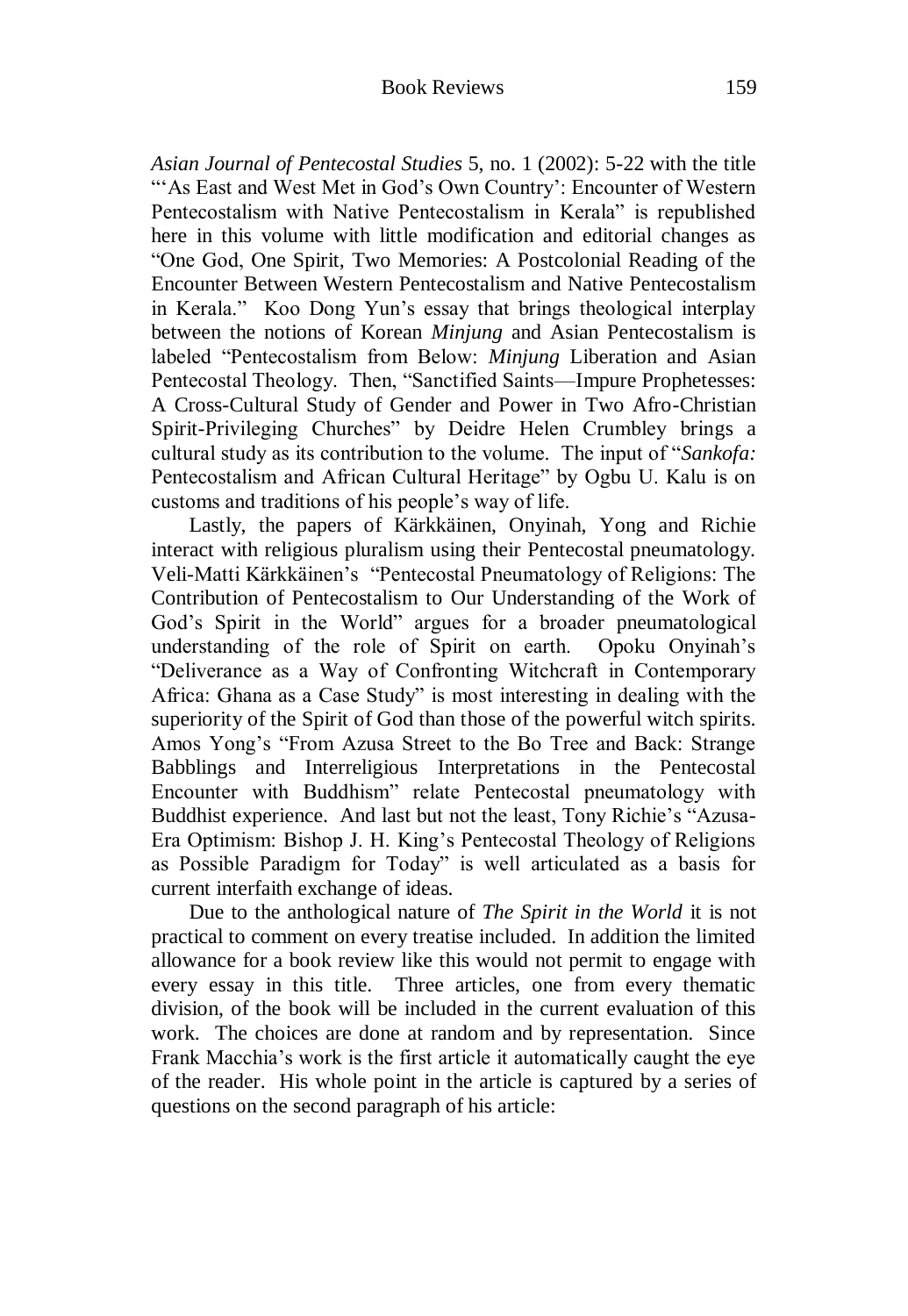*Asian Journal of Pentecostal Studies* 5, no. 1 (2002): 5-22 with the title "'As East and West Met in God's Own Country': Encounter of Western Pentecostalism with Native Pentecostalism in Kerala" is republished here in this volume with little modification and editorial changes as "One God, One Spirit, Two Memories: A Postcolonial Reading of the Encounter Between Western Pentecostalism and Native Pentecostalism in Kerala." Koo Dong Yun's essay that brings theological interplay between the notions of Korean *Minjung* and Asian Pentecostalism is labeled "Pentecostalism from Below: *Minjung* Liberation and Asian Pentecostal Theology. Then, "Sanctified Saints—Impure Prophetesses: A Cross-Cultural Study of Gender and Power in Two Afro-Christian Spirit-Privileging Churches" by Deidre Helen Crumbley brings a cultural study as its contribution to the volume. The input of "*Sankofa:* Pentecostalism and African Cultural Heritage" by Ogbu U. Kalu is on customs and traditions of his people's way of life.

Lastly, the papers of Kärkkäinen, Onyinah, Yong and Richie interact with religious pluralism using their Pentecostal pneumatology. Veli-Matti Kärkkäinen's "Pentecostal Pneumatology of Religions: The Contribution of Pentecostalism to Our Understanding of the Work of God's Spirit in the World" argues for a broader pneumatological understanding of the role of Spirit on earth. Opoku Onyinah's "Deliverance as a Way of Confronting Witchcraft in Contemporary Africa: Ghana as a Case Study" is most interesting in dealing with the superiority of the Spirit of God than those of the powerful witch spirits. Amos Yong's "From Azusa Street to the Bo Tree and Back: Strange Babblings and Interreligious Interpretations in the Pentecostal Encounter with Buddhism" relate Pentecostal pneumatology with Buddhist experience. And last but not the least, Tony Richie's "Azusa-Era Optimism: Bishop J. H. King's Pentecostal Theology of Religions as Possible Paradigm for Today" is well articulated as a basis for current interfaith exchange of ideas.

Due to the anthological nature of *The Spirit in the World* it is not practical to comment on every treatise included. In addition the limited allowance for a book review like this would not permit to engage with every essay in this title. Three articles, one from every thematic division, of the book will be included in the current evaluation of this work. The choices are done at random and by representation. Since Frank Macchia's work is the first article it automatically caught the eye of the reader. His whole point in the article is captured by a series of questions on the second paragraph of his article: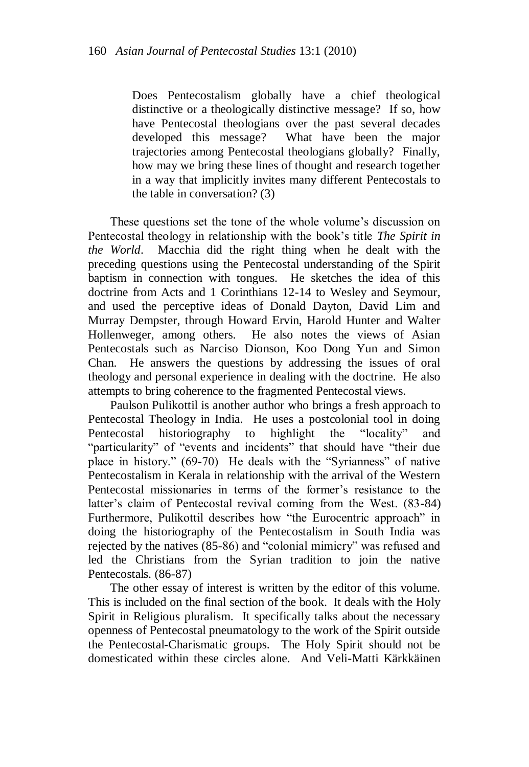> Does Pentecostalism globally have a chief theological distinctive or a theologically distinctive message? If so, how have Pentecostal theologians over the past several decades developed this message? What have been the major trajectories among Pentecostal theologians globally? Finally, how may we bring these lines of thought and research together in a way that implicitly invites many different Pentecostals to the table in conversation? (3)

These questions set the tone of the whole volume's discussion on Pentecostal theology in relationship with the book's title *The Spirit in the World*. Macchia did the right thing when he dealt with the preceding questions using the Pentecostal understanding of the Spirit baptism in connection with tongues. He sketches the idea of this doctrine from Acts and 1 Corinthians 12-14 to Wesley and Seymour, and used the perceptive ideas of Donald Dayton, David Lim and Murray Dempster, through Howard Ervin, Harold Hunter and Walter Hollenweger, among others. He also notes the views of Asian Pentecostals such as Narciso Dionson, Koo Dong Yun and Simon Chan. He answers the questions by addressing the issues of oral theology and personal experience in dealing with the doctrine. He also attempts to bring coherence to the fragmented Pentecostal views.

Paulson Pulikottil is another author who brings a fresh approach to Pentecostal Theology in India. He uses a postcolonial tool in doing Pentecostal historiography to highlight the "locality" and "particularity" of "events and incidents" that should have "their due place in history." (69-70) He deals with the "Syrianness" of native Pentecostalism in Kerala in relationship with the arrival of the Western Pentecostal missionaries in terms of the former's resistance to the latter's claim of Pentecostal revival coming from the West. (83-84) Furthermore, Pulikottil describes how "the Eurocentric approach" in doing the historiography of the Pentecostalism in South India was rejected by the natives (85-86) and "colonial mimicry" was refused and led the Christians from the Syrian tradition to join the native Pentecostals. (86-87)

The other essay of interest is written by the editor of this volume. This is included on the final section of the book. It deals with the Holy Spirit in Religious pluralism. It specifically talks about the necessary openness of Pentecostal pneumatology to the work of the Spirit outside the Pentecostal-Charismatic groups. The Holy Spirit should not be domesticated within these circles alone. And Veli-Matti Kärkkäinen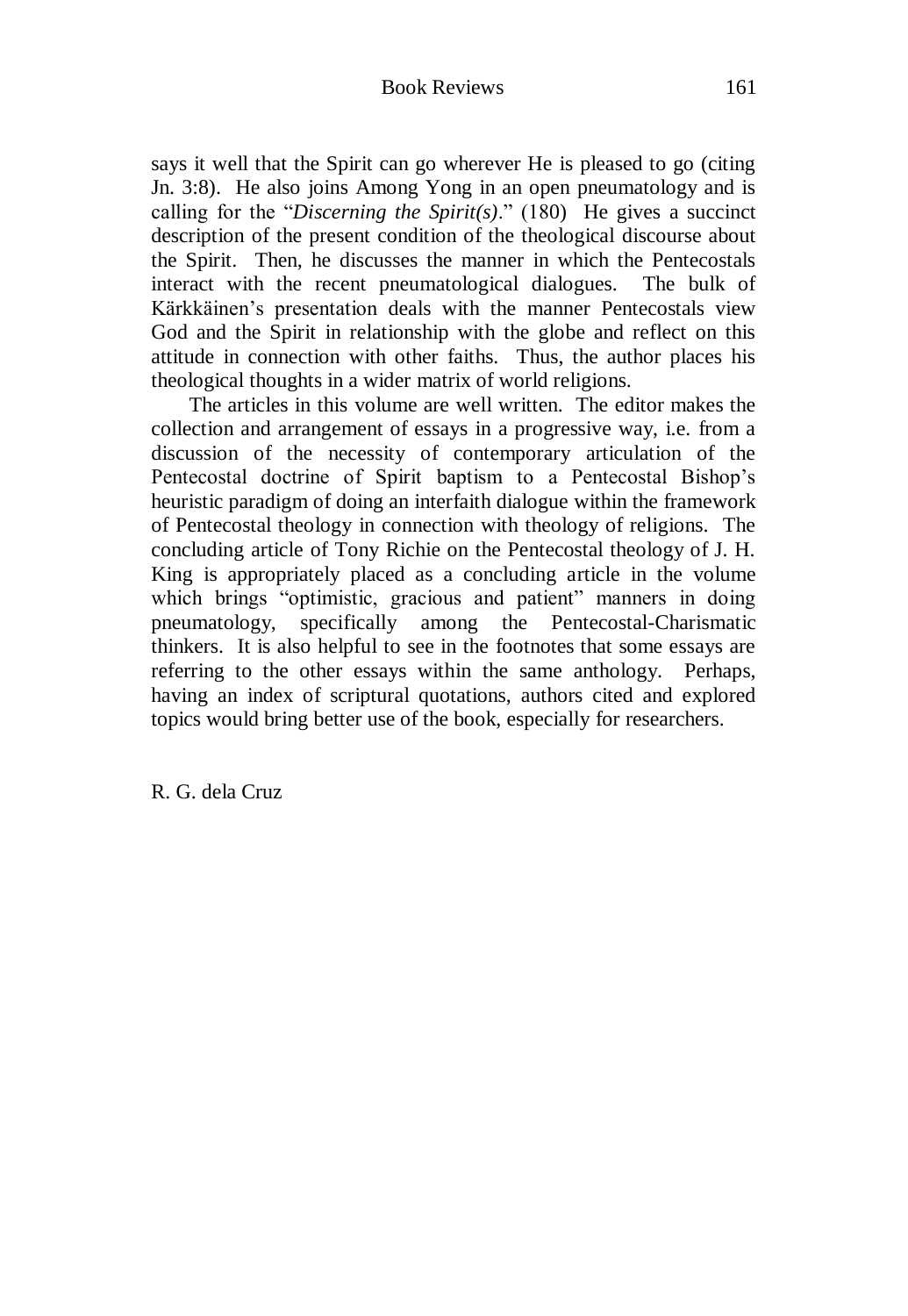says it well that the Spirit can go wherever He is pleased to go (citing Jn. 3:8). He also joins Among Yong in an open pneumatology and is calling for the "*Discerning the Spirit(s)*." (180) He gives a succinct description of the present condition of the theological discourse about the Spirit. Then, he discusses the manner in which the Pentecostals interact with the recent pneumatological dialogues. The bulk of Kärkkäinen's presentation deals with the manner Pentecostals view God and the Spirit in relationship with the globe and reflect on this attitude in connection with other faiths. Thus, the author places his theological thoughts in a wider matrix of world religions.

The articles in this volume are well written. The editor makes the collection and arrangement of essays in a progressive way, i.e. from a discussion of the necessity of contemporary articulation of the Pentecostal doctrine of Spirit baptism to a Pentecostal Bishop's heuristic paradigm of doing an interfaith dialogue within the framework of Pentecostal theology in connection with theology of religions. The concluding article of Tony Richie on the Pentecostal theology of J. H. King is appropriately placed as a concluding article in the volume which brings "optimistic, gracious and patient" manners in doing pneumatology, specifically among the Pentecostal-Charismatic thinkers. It is also helpful to see in the footnotes that some essays are referring to the other essays within the same anthology. Perhaps, having an index of scriptural quotations, authors cited and explored topics would bring better use of the book, especially for researchers.

R. G. dela Cruz